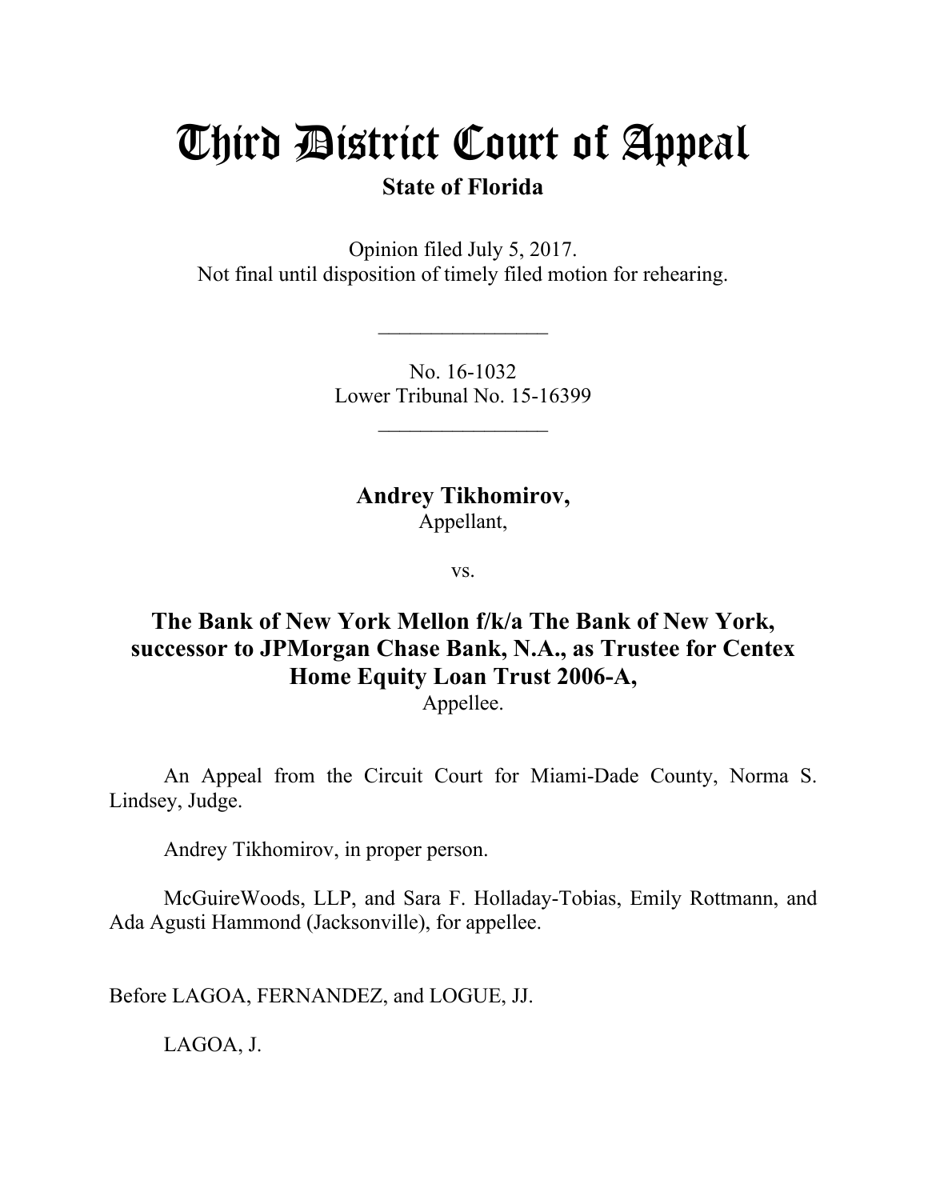# Third District Court of Appeal

**State of Florida**

Opinion filed July 5, 2017.
Not final until disposition of timely filed motion for rehearing.

________________

No. 16-1032
Lower Tribunal No. 15-16399

________________

**Andrey Tikhomirov,**
Appellant,

vs.

**The Bank of New York Mellon f/k/a The Bank of New York, successor to JPMorgan Chase Bank, N.A., as Trustee for Centex Home Equity Loan Trust 2006-A,**
Appellee.

An Appeal from the Circuit Court for Miami-Dade County, Norma S. Lindsey, Judge.

Andrey Tikhomirov, in proper person.

McGuireWoods, LLP, and Sara F. Holladay-Tobias, Emily Rottmann, and Ada Agusti Hammond (Jacksonville), for appellee.

Before LAGOA, FERNANDEZ, and LOGUE, JJ.

LAGOA, J.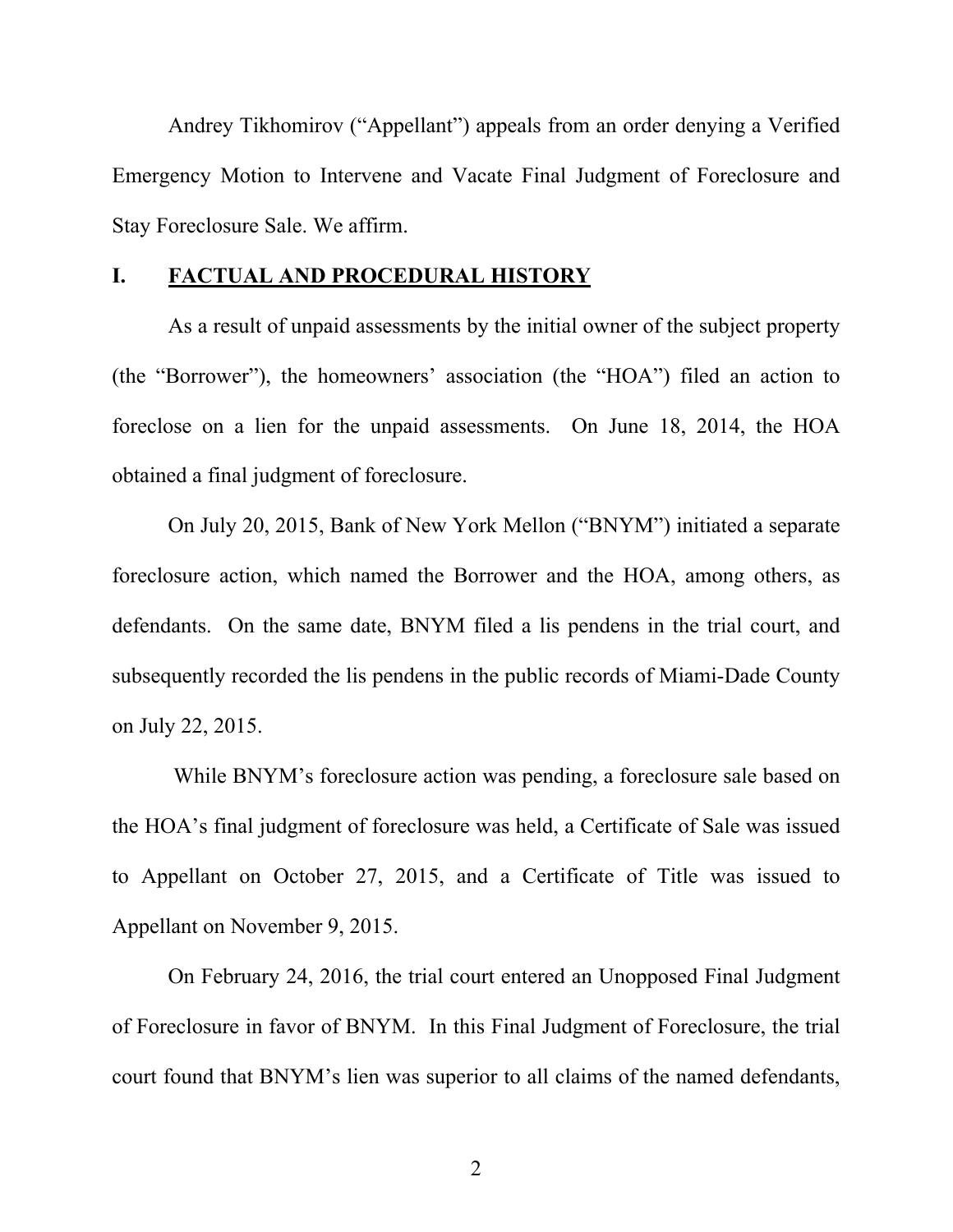Andrey Tikhomirov ("Appellant") appeals from an order denying a Verified Emergency Motion to Intervene and Vacate Final Judgment of Foreclosure and Stay Foreclosure Sale. We affirm.

## I. FACTUAL AND PROCEDURAL HISTORY

As a result of unpaid assessments by the initial owner of the subject property (the "Borrower"), the homeowners' association (the "HOA") filed an action to foreclose on a lien for the unpaid assessments. On June 18, 2014, the HOA obtained a final judgment of foreclosure.

On July 20, 2015, Bank of New York Mellon ("BNYM") initiated a separate foreclosure action, which named the Borrower and the HOA, among others, as defendants. On the same date, BNYM filed a lis pendens in the trial court, and subsequently recorded the lis pendens in the public records of Miami-Dade County on July 22, 2015.

While BNYM's foreclosure action was pending, a foreclosure sale based on the HOA's final judgment of foreclosure was held, a Certificate of Sale was issued to Appellant on October 27, 2015, and a Certificate of Title was issued to Appellant on November 9, 2015.

On February 24, 2016, the trial court entered an Unopposed Final Judgment of Foreclosure in favor of BNYM. In this Final Judgment of Foreclosure, the trial court found that BNYM's lien was superior to all claims of the named defendants,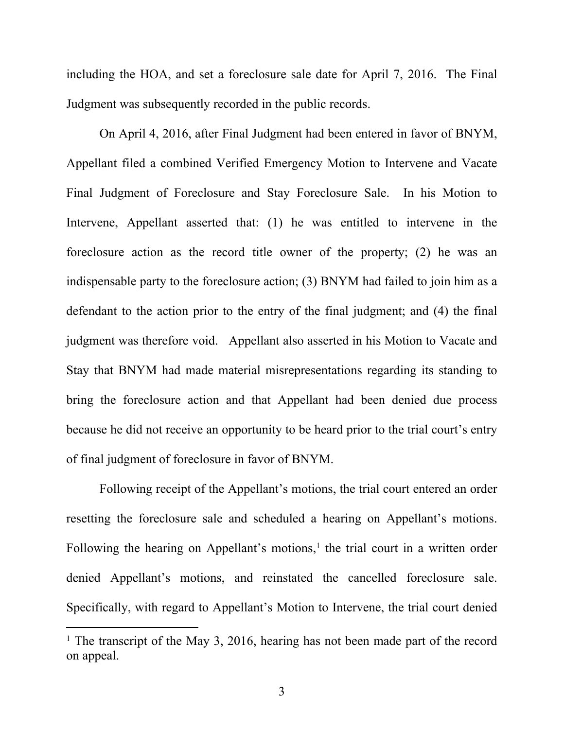including the HOA, and set a foreclosure sale date for April 7, 2016. The Final Judgment was subsequently recorded in the public records.

On April 4, 2016, after Final Judgment had been entered in favor of BNYM, Appellant filed a combined Verified Emergency Motion to Intervene and Vacate Final Judgment of Foreclosure and Stay Foreclosure Sale. In his Motion to Intervene, Appellant asserted that: (1) he was entitled to intervene in the foreclosure action as the record title owner of the property; (2) he was an indispensable party to the foreclosure action; (3) BNYM had failed to join him as a defendant to the action prior to the entry of the final judgment; and (4) the final judgment was therefore void. Appellant also asserted in his Motion to Vacate and Stay that BNYM had made material misrepresentations regarding its standing to bring the foreclosure action and that Appellant had been denied due process because he did not receive an opportunity to be heard prior to the trial court's entry of final judgment of foreclosure in favor of BNYM.

Following receipt of the Appellant's motions, the trial court entered an order resetting the foreclosure sale and scheduled a hearing on Appellant's motions. Following the hearing on Appellant's motions,[1] the trial court in a written order denied Appellant's motions, and reinstated the cancelled foreclosure sale. Specifically, with regard to Appellant's Motion to Intervene, the trial court denied

[1] The transcript of the May 3, 2016, hearing has not been made part of the record on appeal.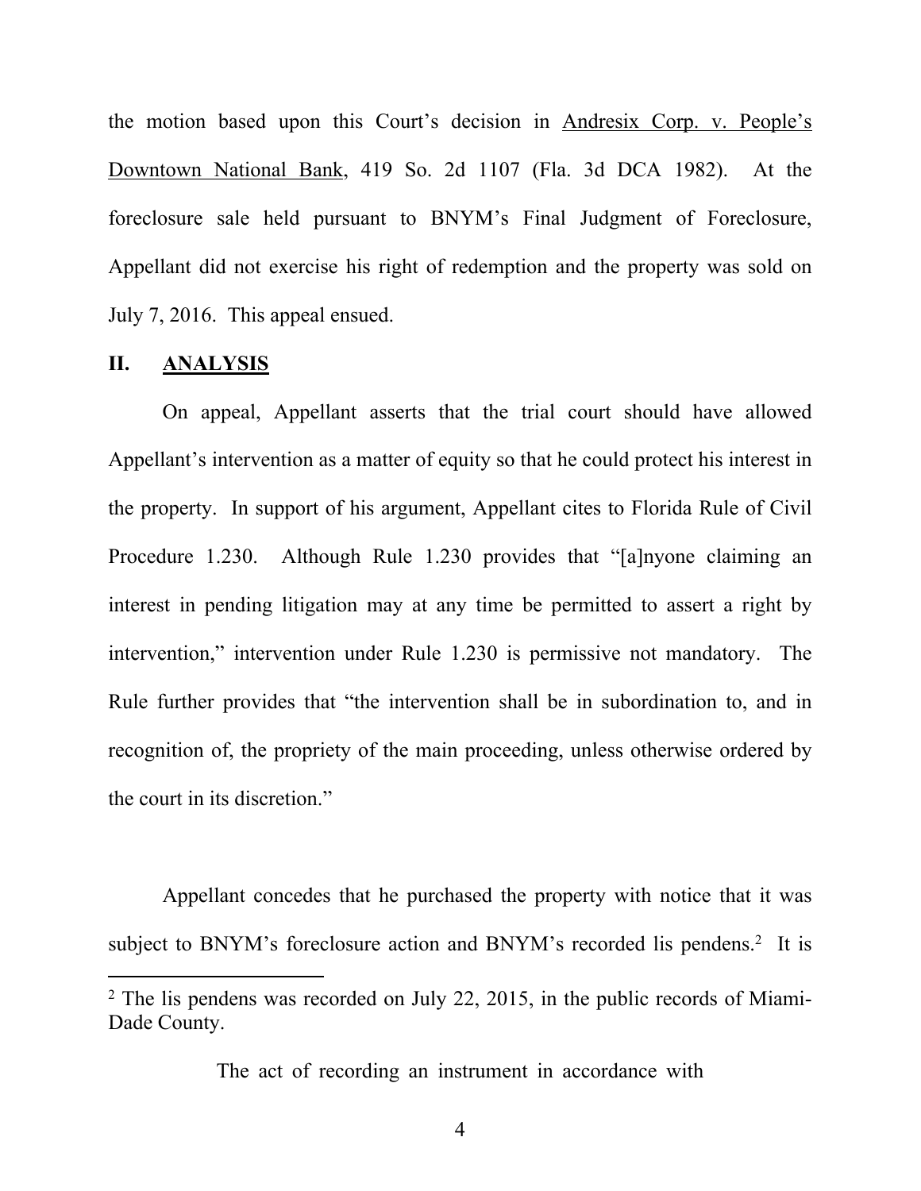the motion based upon this Court's decision in Andresix Corp. v. People's Downtown National Bank, 419 So. 2d 1107 (Fla. 3d DCA 1982). At the foreclosure sale held pursuant to BNYM's Final Judgment of Foreclosure, Appellant did not exercise his right of redemption and the property was sold on July 7, 2016. This appeal ensued.

## II. ANALYSIS

On appeal, Appellant asserts that the trial court should have allowed Appellant's intervention as a matter of equity so that he could protect his interest in the property. In support of his argument, Appellant cites to Florida Rule of Civil Procedure 1.230. Although Rule 1.230 provides that "[a]nyone claiming an interest in pending litigation may at any time be permitted to assert a right by intervention," intervention under Rule 1.230 is permissive not mandatory. The Rule further provides that "the intervention shall be in subordination to, and in recognition of, the propriety of the main proceeding, unless otherwise ordered by the court in its discretion."

Appellant concedes that he purchased the property with notice that it was subject to BNYM's foreclosure action and BNYM's recorded lis pendens.[2] It is

[2] The lis pendens was recorded on July 22, 2015, in the public records of Miami-Dade County.

The act of recording an instrument in accordance with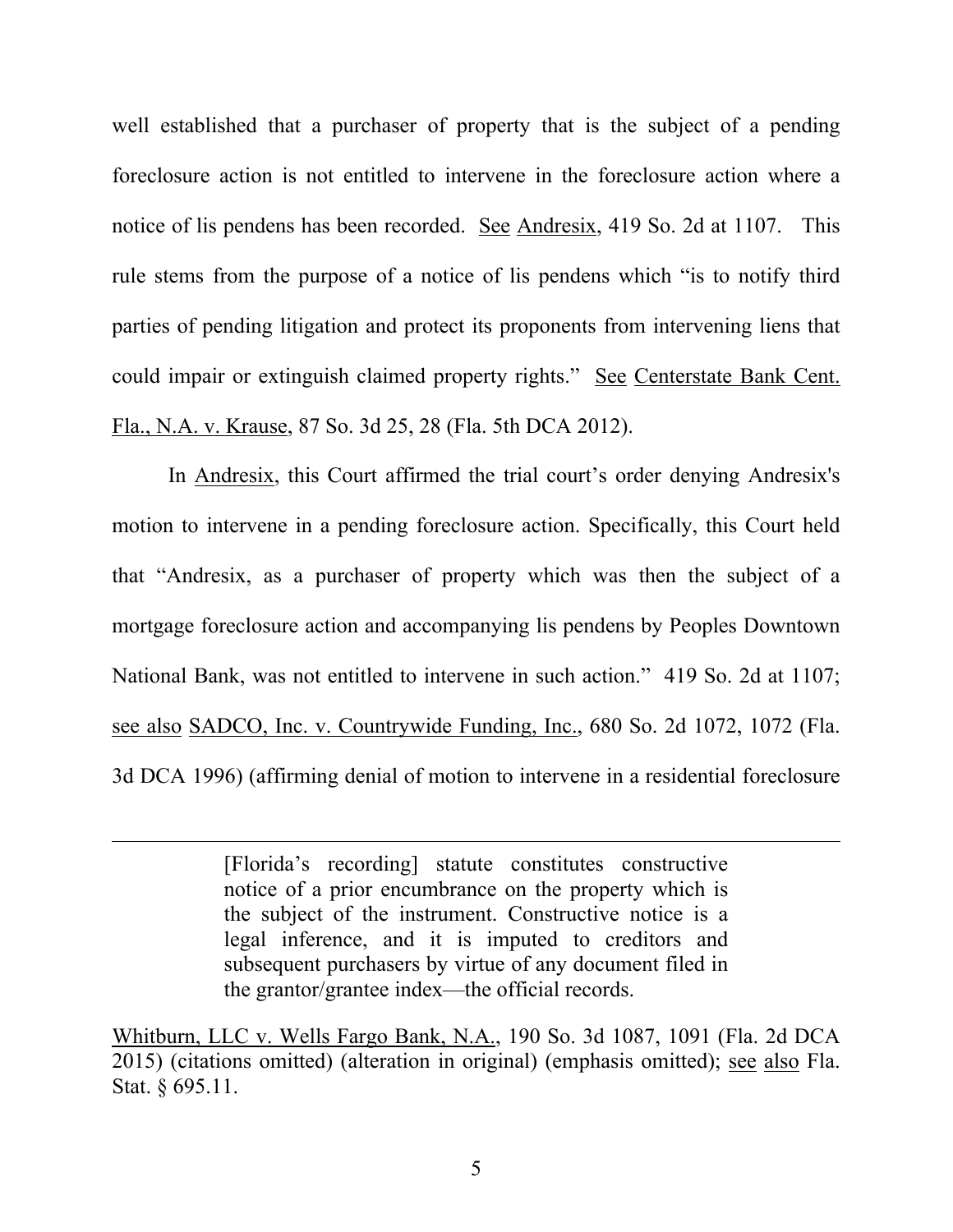well established that a purchaser of property that is the subject of a pending foreclosure action is not entitled to intervene in the foreclosure action where a notice of lis pendens has been recorded. See Andresix, 419 So. 2d at 1107. This rule stems from the purpose of a notice of lis pendens which "is to notify third parties of pending litigation and protect its proponents from intervening liens that could impair or extinguish claimed property rights." See Centerstate Bank Cent. Fla., N.A. v. Krause, 87 So. 3d 25, 28 (Fla. 5th DCA 2012).

In Andresix, this Court affirmed the trial court's order denying Andresix's motion to intervene in a pending foreclosure action. Specifically, this Court held that "Andresix, as a purchaser of property which was then the subject of a mortgage foreclosure action and accompanying lis pendens by Peoples Downtown National Bank, was not entitled to intervene in such action." 419 So. 2d at 1107; see also SADCO, Inc. v. Countrywide Funding, Inc., 680 So. 2d 1072, 1072 (Fla. 3d DCA 1996) (affirming denial of motion to intervene in a residential foreclosure

---

> [Florida's recording] statute constitutes constructive notice of a prior encumbrance on the property which is the subject of the instrument. Constructive notice is a legal inference, and it is imputed to creditors and subsequent purchasers by virtue of any document filed in the grantor/grantee index—the official records.

Whitburn, LLC v. Wells Fargo Bank, N.A., 190 So. 3d 1087, 1091 (Fla. 2d DCA 2015) (citations omitted) (alteration in original) (emphasis omitted); see also Fla. Stat. § 695.11.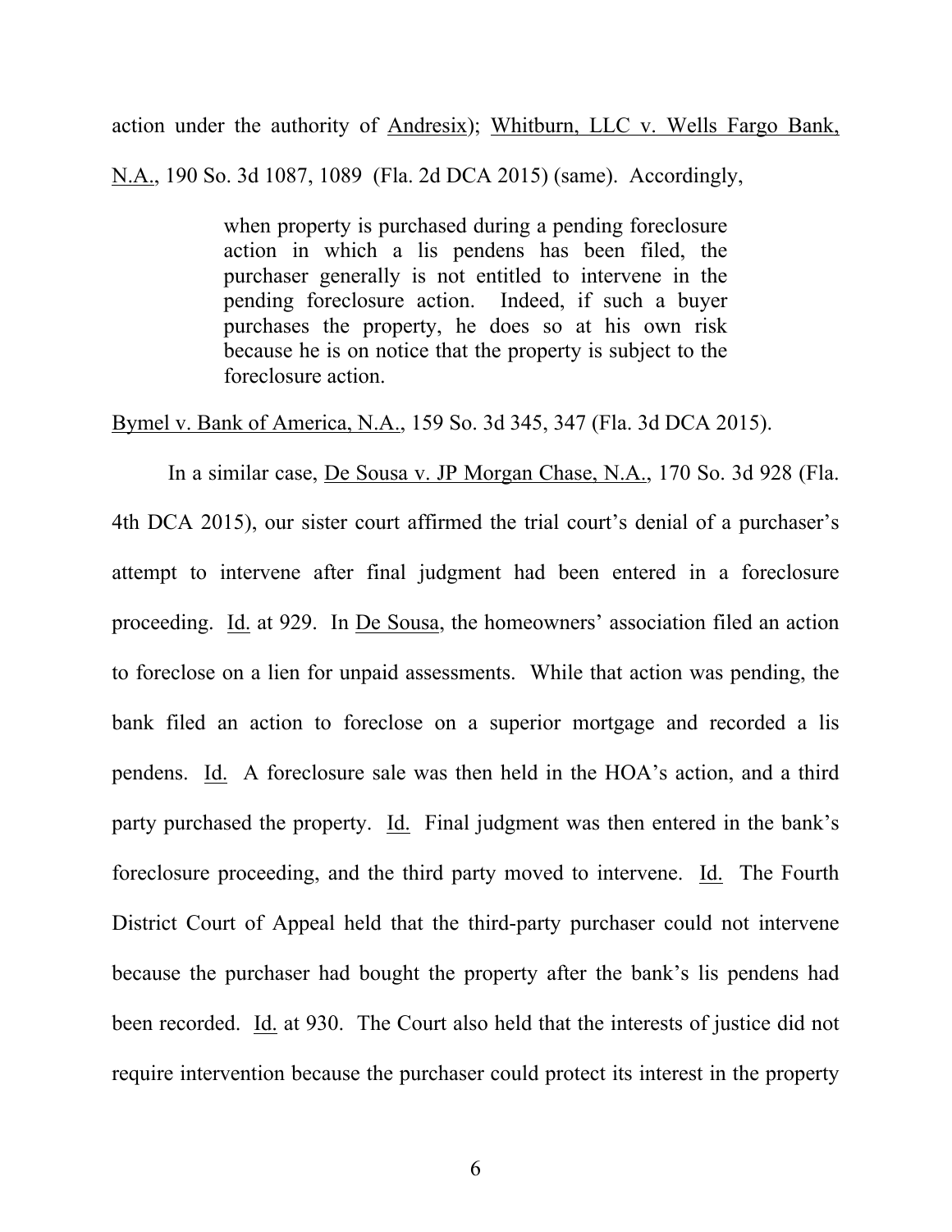action under the authority of Andresix); Whitburn, LLC v. Wells Fargo Bank, N.A., 190 So. 3d 1087, 1089 (Fla. 2d DCA 2015) (same). Accordingly,

> when property is purchased during a pending foreclosure action in which a lis pendens has been filed, the purchaser generally is not entitled to intervene in the pending foreclosure action. Indeed, if such a buyer purchases the property, he does so at his own risk because he is on notice that the property is subject to the foreclosure action.

Bymel v. Bank of America, N.A., 159 So. 3d 345, 347 (Fla. 3d DCA 2015).

In a similar case, De Sousa v. JP Morgan Chase, N.A., 170 So. 3d 928 (Fla. 4th DCA 2015), our sister court affirmed the trial court's denial of a purchaser's attempt to intervene after final judgment had been entered in a foreclosure proceeding. Id. at 929. In De Sousa, the homeowners' association filed an action to foreclose on a lien for unpaid assessments. While that action was pending, the bank filed an action to foreclose on a superior mortgage and recorded a lis pendens. Id. A foreclosure sale was then held in the HOA's action, and a third party purchased the property. Id. Final judgment was then entered in the bank's foreclosure proceeding, and the third party moved to intervene. Id. The Fourth District Court of Appeal held that the third-party purchaser could not intervene because the purchaser had bought the property after the bank's lis pendens had been recorded. Id. at 930. The Court also held that the interests of justice did not require intervention because the purchaser could protect its interest in the property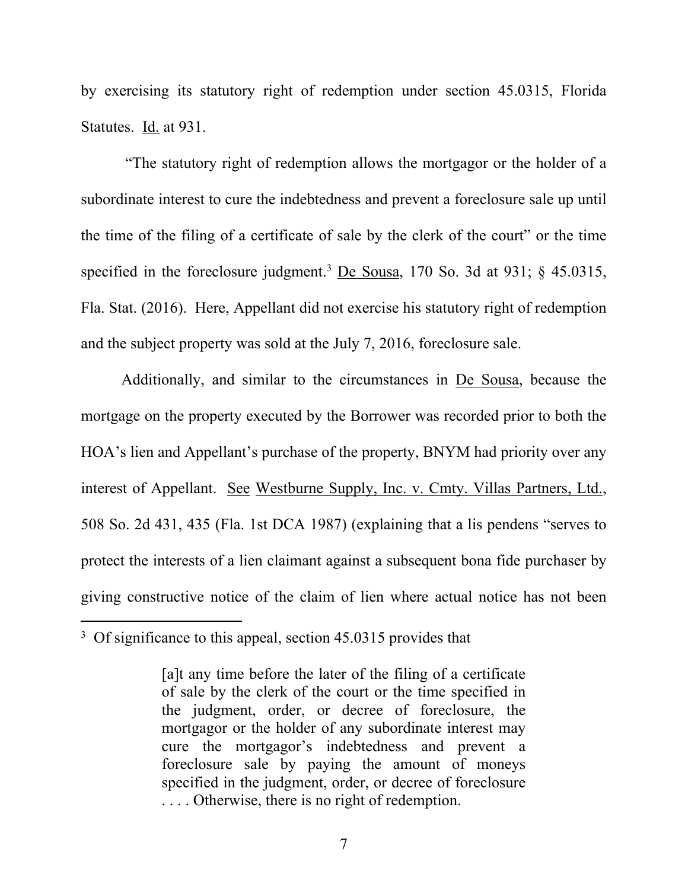by exercising its statutory right of redemption under section 45.0315, Florida Statutes. Id. at 931.

"The statutory right of redemption allows the mortgagor or the holder of a subordinate interest to cure the indebtedness and prevent a foreclosure sale up until the time of the filing of a certificate of sale by the clerk of the court" or the time specified in the foreclosure judgment.[3] De Sousa, 170 So. 3d at 931; § 45.0315, Fla. Stat. (2016). Here, Appellant did not exercise his statutory right of redemption and the subject property was sold at the July 7, 2016, foreclosure sale.

Additionally, and similar to the circumstances in De Sousa, because the mortgage on the property executed by the Borrower was recorded prior to both the HOA's lien and Appellant's purchase of the property, BNYM had priority over any interest of Appellant. See Westburne Supply, Inc. v. Cmty. Villas Partners, Ltd., 508 So. 2d 431, 435 (Fla. 1st DCA 1987) (explaining that a lis pendens "serves to protect the interests of a lien claimant against a subsequent bona fide purchaser by giving constructive notice of the claim of lien where actual notice has not been

---

[3] Of significance to this appeal, section 45.0315 provides that

> [a]t any time before the later of the filing of a certificate of sale by the clerk of the court or the time specified in the judgment, order, or decree of foreclosure, the mortgagor or the holder of any subordinate interest may cure the mortgagor's indebtedness and prevent a foreclosure sale by paying the amount of moneys specified in the judgment, order, or decree of foreclosure . . . . Otherwise, there is no right of redemption.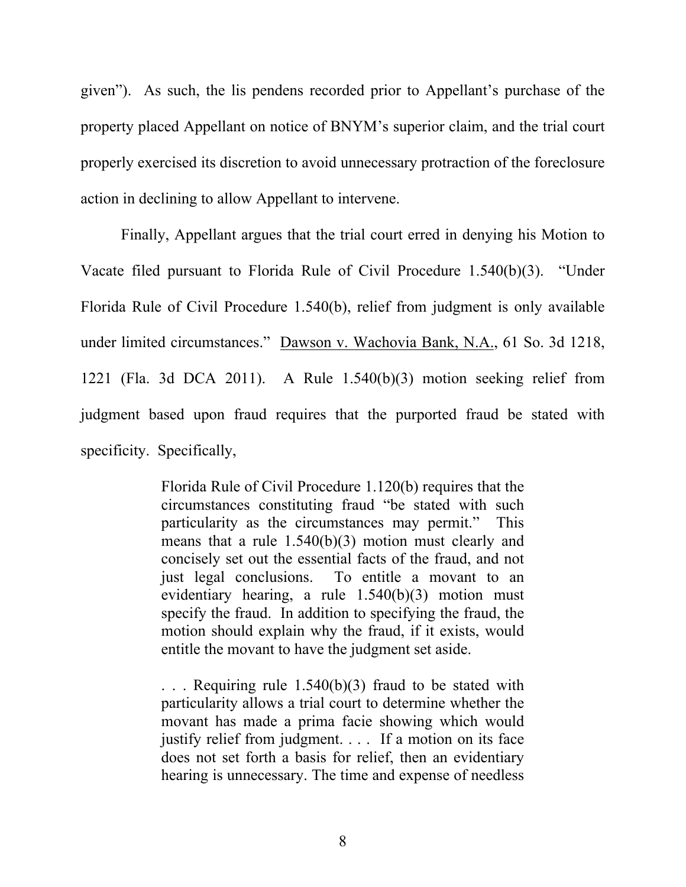given"). As such, the lis pendens recorded prior to Appellant's purchase of the property placed Appellant on notice of BNYM's superior claim, and the trial court properly exercised its discretion to avoid unnecessary protraction of the foreclosure action in declining to allow Appellant to intervene.

Finally, Appellant argues that the trial court erred in denying his Motion to Vacate filed pursuant to Florida Rule of Civil Procedure 1.540(b)(3). "Under Florida Rule of Civil Procedure 1.540(b), relief from judgment is only available under limited circumstances." Dawson v. Wachovia Bank, N.A., 61 So. 3d 1218, 1221 (Fla. 3d DCA 2011). A Rule 1.540(b)(3) motion seeking relief from judgment based upon fraud requires that the purported fraud be stated with specificity. Specifically,

> Florida Rule of Civil Procedure 1.120(b) requires that the circumstances constituting fraud "be stated with such particularity as the circumstances may permit." This means that a rule 1.540(b)(3) motion must clearly and concisely set out the essential facts of the fraud, and not just legal conclusions. To entitle a movant to an evidentiary hearing, a rule 1.540(b)(3) motion must specify the fraud. In addition to specifying the fraud, the motion should explain why the fraud, if it exists, would entitle the movant to have the judgment set aside.
>
> . . . Requiring rule 1.540(b)(3) fraud to be stated with particularity allows a trial court to determine whether the movant has made a prima facie showing which would justify relief from judgment. . . . If a motion on its face does not set forth a basis for relief, then an evidentiary hearing is unnecessary. The time and expense of needless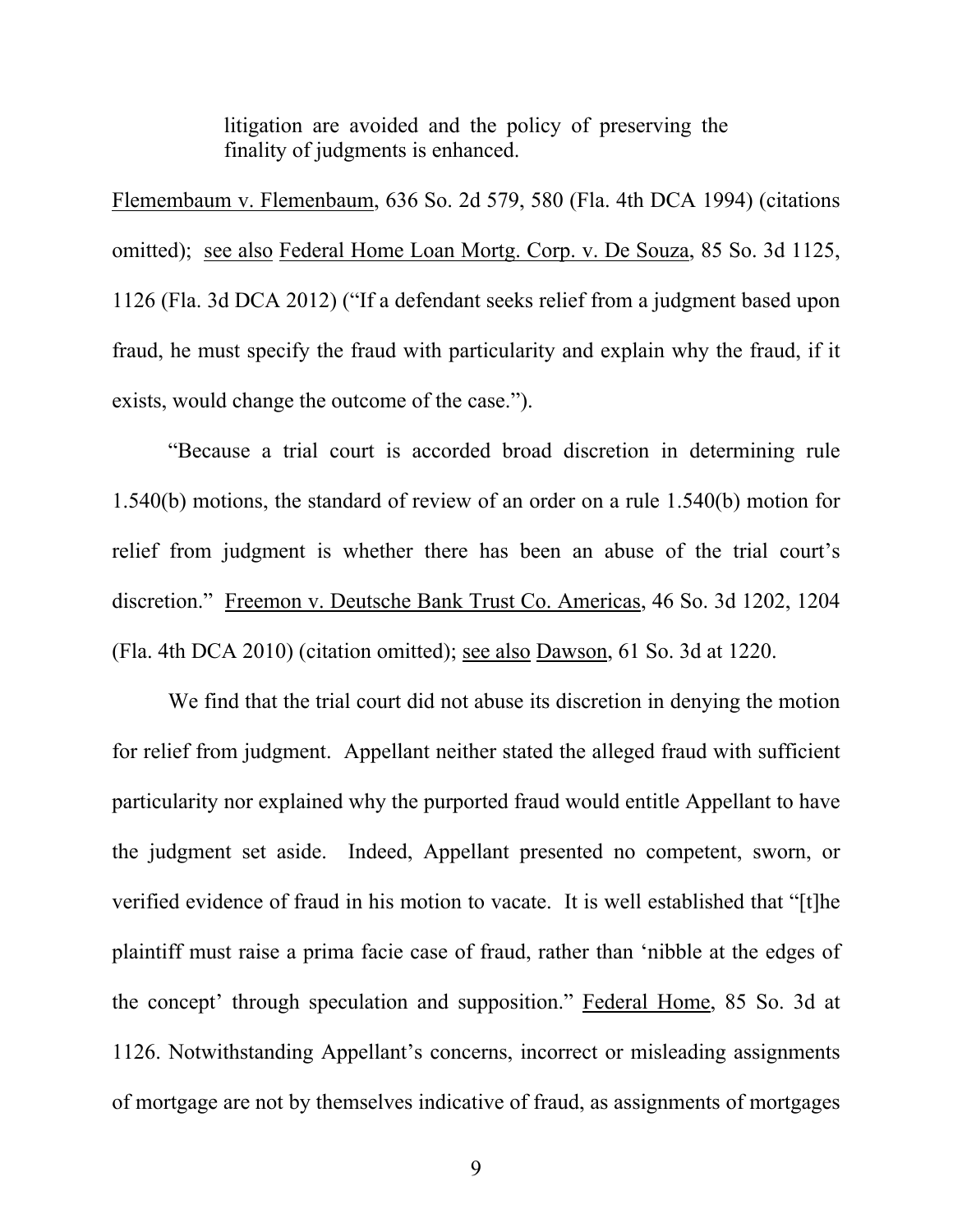> litigation are avoided and the policy of preserving the finality of judgments is enhanced.

Flemembaum v. Flemenbaum, 636 So. 2d 579, 580 (Fla. 4th DCA 1994) (citations omitted); see also Federal Home Loan Mortg. Corp. v. De Souza, 85 So. 3d 1125, 1126 (Fla. 3d DCA 2012) ("If a defendant seeks relief from a judgment based upon fraud, he must specify the fraud with particularity and explain why the fraud, if it exists, would change the outcome of the case.").

"Because a trial court is accorded broad discretion in determining rule 1.540(b) motions, the standard of review of an order on a rule 1.540(b) motion for relief from judgment is whether there has been an abuse of the trial court's discretion." Freemon v. Deutsche Bank Trust Co. Americas, 46 So. 3d 1202, 1204 (Fla. 4th DCA 2010) (citation omitted); see also Dawson, 61 So. 3d at 1220.

We find that the trial court did not abuse its discretion in denying the motion for relief from judgment. Appellant neither stated the alleged fraud with sufficient particularity nor explained why the purported fraud would entitle Appellant to have the judgment set aside. Indeed, Appellant presented no competent, sworn, or verified evidence of fraud in his motion to vacate. It is well established that "[t]he plaintiff must raise a prima facie case of fraud, rather than 'nibble at the edges of the concept' through speculation and supposition." Federal Home, 85 So. 3d at 1126. Notwithstanding Appellant's concerns, incorrect or misleading assignments of mortgage are not by themselves indicative of fraud, as assignments of mortgages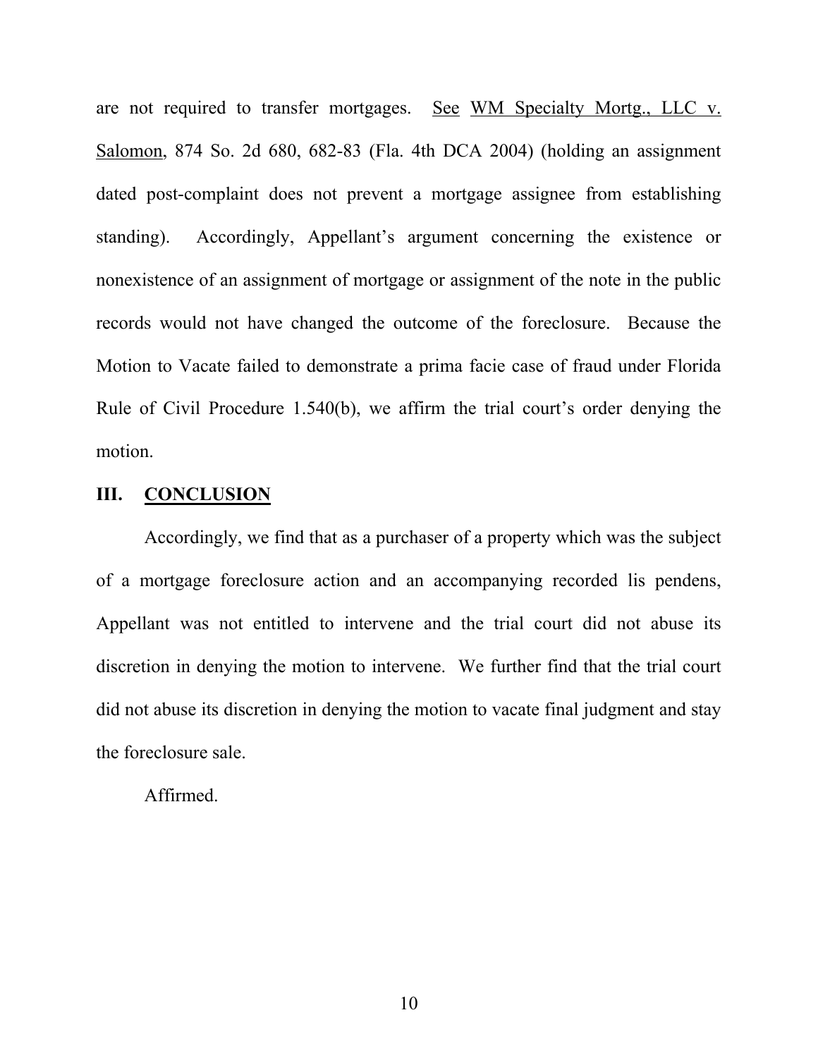are not required to transfer mortgages. See WM Specialty Mortg., LLC v. Salomon, 874 So. 2d 680, 682-83 (Fla. 4th DCA 2004) (holding an assignment dated post-complaint does not prevent a mortgage assignee from establishing standing). Accordingly, Appellant's argument concerning the existence or nonexistence of an assignment of mortgage or assignment of the note in the public records would not have changed the outcome of the foreclosure. Because the Motion to Vacate failed to demonstrate a prima facie case of fraud under Florida Rule of Civil Procedure 1.540(b), we affirm the trial court's order denying the motion.

## III. CONCLUSION

Accordingly, we find that as a purchaser of a property which was the subject of a mortgage foreclosure action and an accompanying recorded lis pendens, Appellant was not entitled to intervene and the trial court did not abuse its discretion in denying the motion to intervene. We further find that the trial court did not abuse its discretion in denying the motion to vacate final judgment and stay the foreclosure sale.

Affirmed.